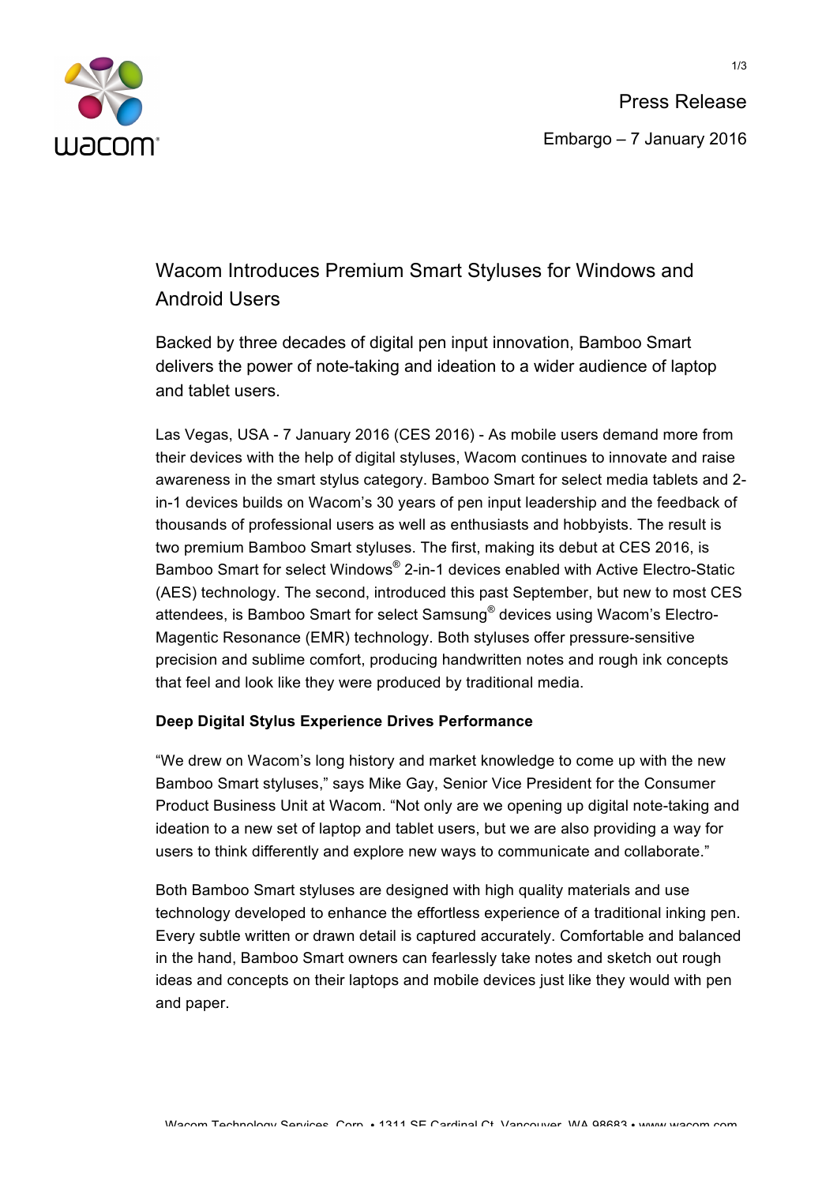Press Release

Embargo – 7 January 2016

# Wacom Introduces Premium Smart Styluses for Windows and Android Users

Backed by three decades of digital pen input innovation, Bamboo Smart delivers the power of note-taking and ideation to a wider audience of laptop and tablet users.

Las Vegas, USA - 7 January 2016 (CES 2016) - As mobile users demand more from their devices with the help of digital styluses, Wacom continues to innovate and raise awareness in the smart stylus category. Bamboo Smart for select media tablets and 2-in-1 devices builds on Wacom's 30 years of pen input leadership and the feedback of thousands of professional users as well as enthusiasts and hobbyists. The result is two premium Bamboo Smart styluses. The first, making its debut at CES 2016, is Bamboo Smart for select Windows® 2-in-1 devices enabled with Active Electro-Static (AES) technology. The second, introduced this past September, but new to most CES attendees, is Bamboo Smart for select Samsung® devices using Wacom's Electro-Magentic Resonance (EMR) technology. Both styluses offer pressure-sensitive precision and sublime comfort, producing handwritten notes and rough ink concepts that feel and look like they were produced by traditional media.

**Deep Digital Stylus Experience Drives Performance**

"We drew on Wacom's long history and market knowledge to come up with the new Bamboo Smart styluses," says Mike Gay, Senior Vice President for the Consumer Product Business Unit at Wacom. "Not only are we opening up digital note-taking and ideation to a new set of laptop and tablet users, but we are also providing a way for users to think differently and explore new ways to communicate and collaborate."

Both Bamboo Smart styluses are designed with high quality materials and use technology developed to enhance the effortless experience of a traditional inking pen. Every subtle written or drawn detail is captured accurately. Comfortable and balanced in the hand, Bamboo Smart owners can fearlessly take notes and sketch out rough ideas and concepts on their laptops and mobile devices just like they would with pen and paper.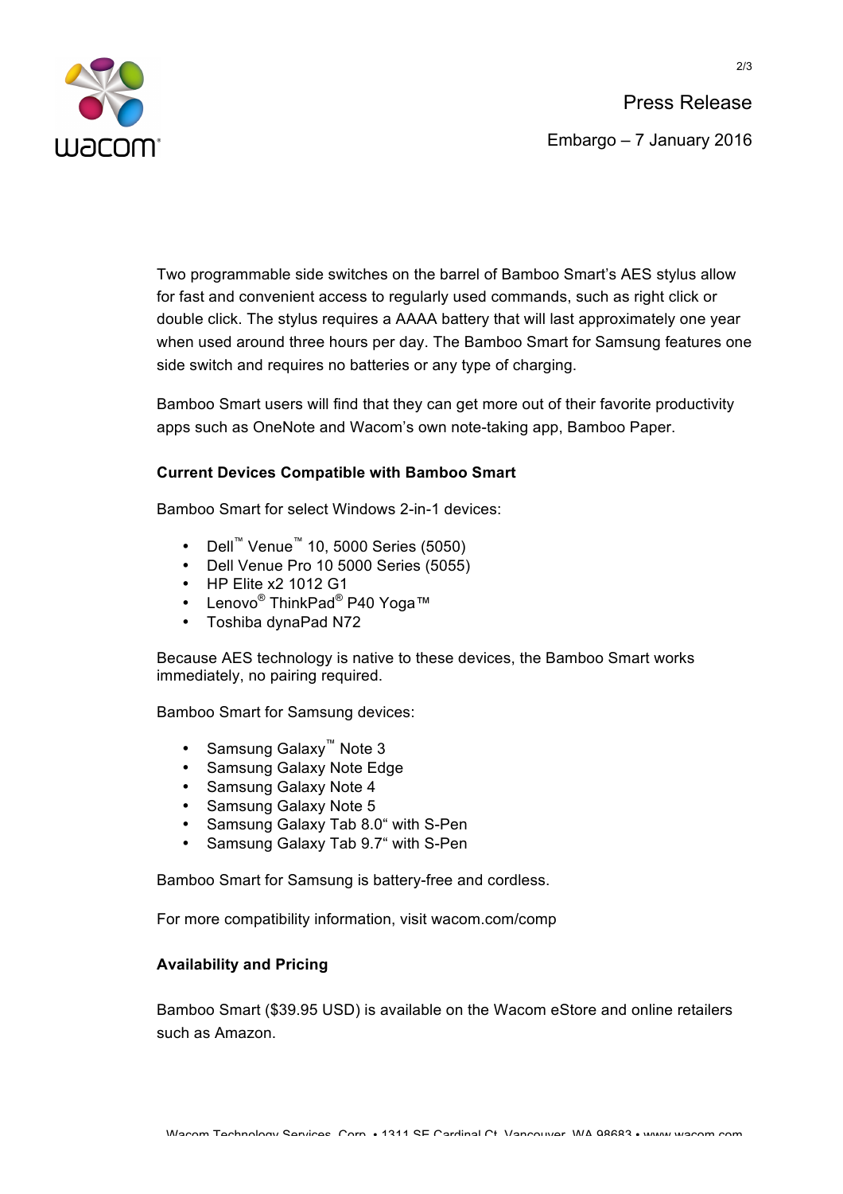Two programmable side switches on the barrel of Bamboo Smart's AES stylus allow for fast and convenient access to regularly used commands, such as right click or double click. The stylus requires a AAAA battery that will last approximately one year when used around three hours per day. The Bamboo Smart for Samsung features one side switch and requires no batteries or any type of charging.

Bamboo Smart users will find that they can get more out of their favorite productivity apps such as OneNote and Wacom's own note-taking app, Bamboo Paper.

**Current Devices Compatible with Bamboo Smart**

Bamboo Smart for select Windows 2-in-1 devices:

- Dell™ Venue™ 10, 5000 Series (5050)
- Dell Venue Pro 10 5000 Series (5055)
- HP Elite x2 1012 G1
- Lenovo® ThinkPad® P40 Yoga™
- Toshiba dynaPad N72

Because AES technology is native to these devices, the Bamboo Smart works immediately, no pairing required.

Bamboo Smart for Samsung devices:

- Samsung Galaxy™ Note 3
- Samsung Galaxy Note Edge
- Samsung Galaxy Note 4
- Samsung Galaxy Note 5
- Samsung Galaxy Tab 8.0" with S-Pen
- Samsung Galaxy Tab 9.7" with S-Pen

Bamboo Smart for Samsung is battery-free and cordless.

For more compatibility information, visit wacom.com/comp

**Availability and Pricing**

Bamboo Smart ($39.95 USD) is available on the Wacom eStore and online retailers such as Amazon.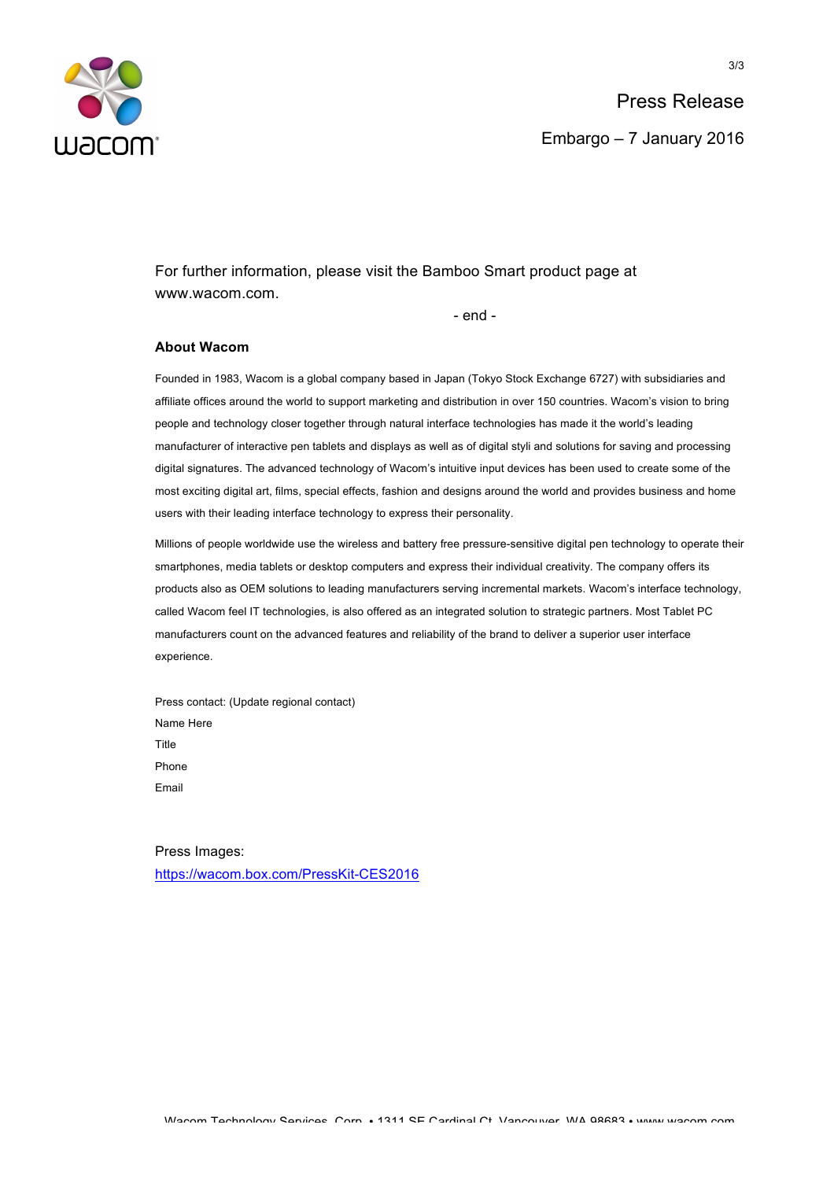For further information, please visit the Bamboo Smart product page at www.wacom.com.

- end -

**About Wacom**

Founded in 1983, Wacom is a global company based in Japan (Tokyo Stock Exchange 6727) with subsidiaries and affiliate offices around the world to support marketing and distribution in over 150 countries. Wacom's vision to bring people and technology closer together through natural interface technologies has made it the world's leading manufacturer of interactive pen tablets and displays as well as of digital styli and solutions for saving and processing digital signatures. The advanced technology of Wacom's intuitive input devices has been used to create some of the most exciting digital art, films, special effects, fashion and designs around the world and provides business and home users with their leading interface technology to express their personality.

Millions of people worldwide use the wireless and battery free pressure-sensitive digital pen technology to operate their smartphones, media tablets or desktop computers and express their individual creativity. The company offers its products also as OEM solutions to leading manufacturers serving incremental markets. Wacom's interface technology, called Wacom feel IT technologies, is also offered as an integrated solution to strategic partners. Most Tablet PC manufacturers count on the advanced features and reliability of the brand to deliver a superior user interface experience.

Press contact: (Update regional contact)
Name Here
Title
Phone
Email

Press Images:
https://wacom.box.com/PressKit-CES2016